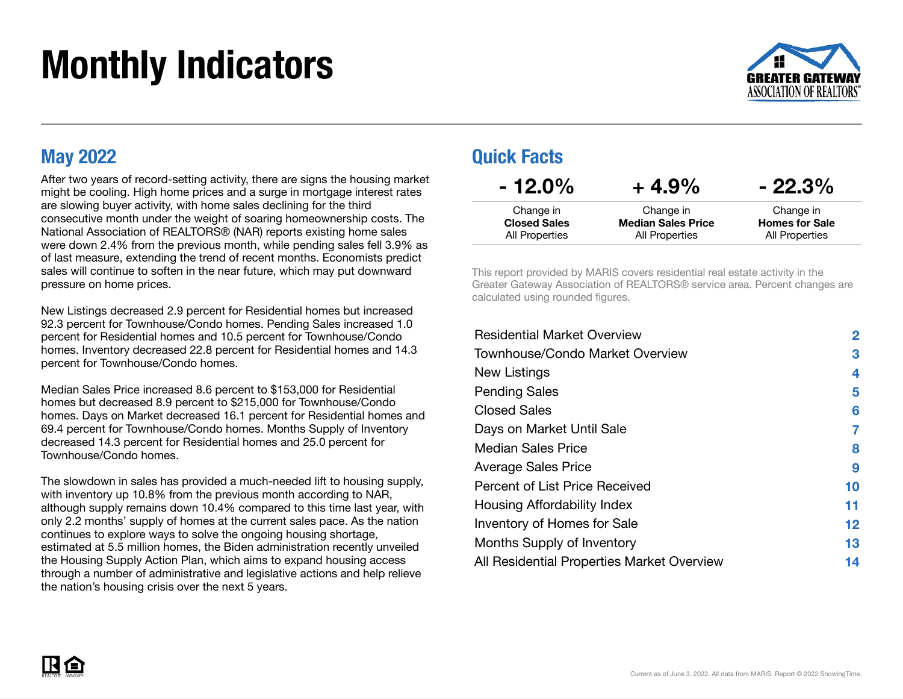# Monthly Indicators

## May 2022

After two years of record-setting activity, there are signs the housing market might be cooling. High home prices and a surge in mortgage interest rates are slowing buyer activity, with home sales declining for the third consecutive month under the weight of soaring homeownership costs. The National Association of REALTORS® (NAR) reports existing home sales were down 2.4% from the previous month, while pending sales fell 3.9% as of last measure, extending the trend of recent months. Economists predict sales will continue to soften in the near future, which may put downward pressure on home prices.

New Listings decreased 2.9 percent for Residential homes but increased 92.3 percent for Townhouse/Condo homes. Pending Sales increased 1.0 percent for Residential homes and 10.5 percent for Townhouse/Condo homes. Inventory decreased 22.8 percent for Residential homes and 14.3 percent for Townhouse/Condo homes.

Median Sales Price increased 8.6 percent to $153,000 for Residential homes but decreased 8.9 percent to $215,000 for Townhouse/Condo homes. Days on Market decreased 16.1 percent for Residential homes and 69.4 percent for Townhouse/Condo homes. Months Supply of Inventory decreased 14.3 percent for Residential homes and 25.0 percent for Townhouse/Condo homes.

The slowdown in sales has provided a much-needed lift to housing supply, with inventory up 10.8% from the previous month according to NAR, although supply remains down 10.4% compared to this time last year, with only 2.2 months' supply of homes at the current sales pace. As the nation continues to explore ways to solve the ongoing housing shortage, estimated at 5.5 million homes, the Biden administration recently unveiled the Housing Supply Action Plan, which aims to expand housing access through a number of administrative and legislative actions and help relieve the nation's housing crisis over the next 5 years.

## Quick Facts

| - 12.0% | + 4.9% | - 22.3% |
|---|---|---|
| Change in **Closed Sales** All Properties | Change in **Median Sales Price** All Properties | Change in **Homes for Sale** All Properties |

This report provided by MARIS covers residential real estate activity in the Greater Gateway Association of REALTORS® service area. Percent changes are calculated using rounded figures.

| | |
|---|---|
| Residential Market Overview | 2 |
| Townhouse/Condo Market Overview | 3 |
| New Listings | 4 |
| Pending Sales | 5 |
| Closed Sales | 6 |
| Days on Market Until Sale | 7 |
| Median Sales Price | 8 |
| Average Sales Price | 9 |
| Percent of List Price Received | 10 |
| Housing Affordability Index | 11 |
| Inventory of Homes for Sale | 12 |
| Months Supply of Inventory | 13 |
| All Residential Properties Market Overview | 14 |

Current as of June 3, 2022. All data from MARIS. Report © 2022 ShowingTime.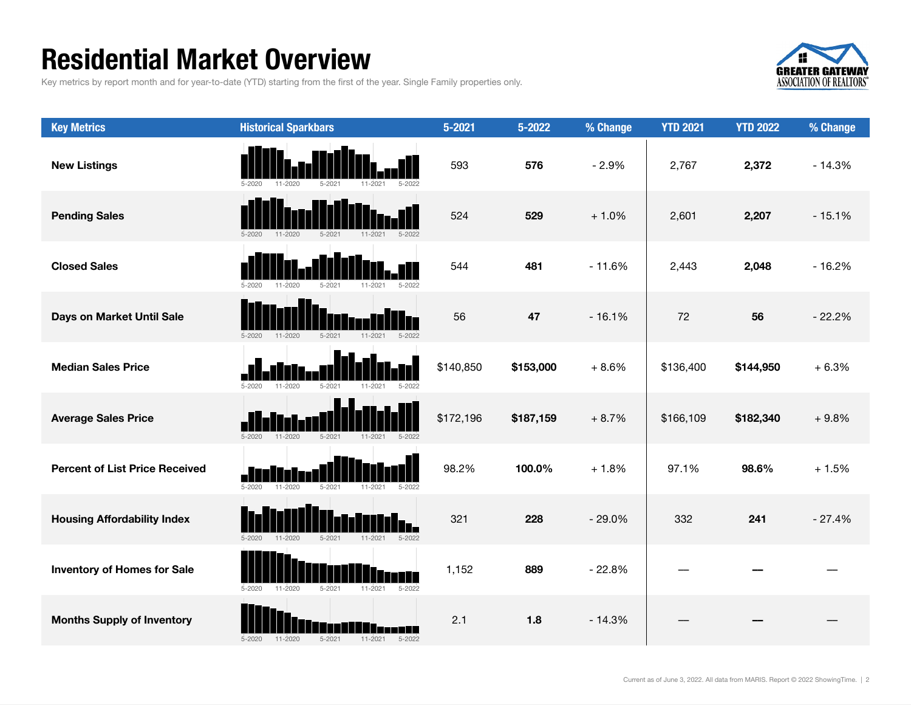# Residential Market Overview

Key metrics by report month and for year-to-date (YTD) starting from the first of the year. Single Family properties only.

| Key Metrics | Historical Sparkbars | 5-2021 | 5-2022 | % Change | YTD 2021 | YTD 2022 | % Change |
|---|---|---|---|---|---|---|---|
| **New Listings** | 5-2020 11-2020 5-2021 11-2021 5-2022 | 593 | **576** | - 2.9% | 2,767 | **2,372** | - 14.3% |
| **Pending Sales** | 5-2020 11-2020 5-2021 11-2021 5-2022 | 524 | **529** | + 1.0% | 2,601 | **2,207** | - 15.1% |
| **Closed Sales** | 5-2020 11-2020 5-2021 11-2021 5-2022 | 544 | **481** | - 11.6% | 2,443 | **2,048** | - 16.2% |
| **Days on Market Until Sale** | 5-2020 11-2020 5-2021 11-2021 5-2022 | 56 | **47** | - 16.1% | 72 | **56** | - 22.2% |
| **Median Sales Price** | 5-2020 11-2020 5-2021 11-2021 5-2022 | $140,850 | **$153,000** | + 8.6% | $136,400 | **$144,950** | + 6.3% |
| **Average Sales Price** | 5-2020 11-2020 5-2021 11-2021 5-2022 | $172,196 | **$187,159** | + 8.7% | $166,109 | **$182,340** | + 9.8% |
| **Percent of List Price Received** | 5-2020 11-2020 5-2021 11-2021 5-2022 | 98.2% | **100.0%** | + 1.8% | 97.1% | **98.6%** | + 1.5% |
| **Housing Affordability Index** | 5-2020 11-2020 5-2021 11-2021 5-2022 | 321 | **228** | - 29.0% | 332 | **241** | - 27.4% |
| **Inventory of Homes for Sale** | 5-2020 11-2020 5-2021 11-2021 5-2022 | 1,152 | **889** | - 22.8% | — | **—** | — |
| **Months Supply of Inventory** | 5-2020 11-2020 5-2021 11-2021 5-2022 | 2.1 | **1.8** | - 14.3% | — | **—** | — |

Current as of June 3, 2022. All data from MARIS. Report © 2022 ShowingTime.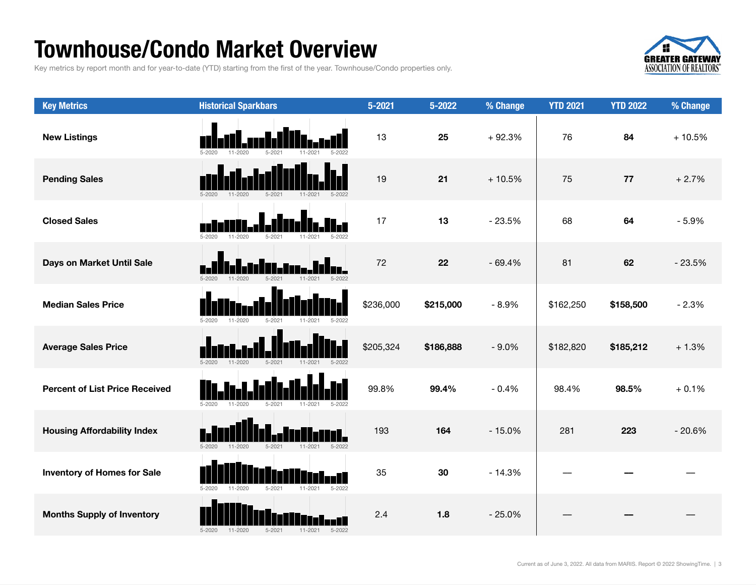# Townhouse/Condo Market Overview

Key metrics by report month and for year-to-date (YTD) starting from the first of the year. Townhouse/Condo properties only.

| Key Metrics | Historical Sparkbars | 5-2021 | 5-2022 | % Change | YTD 2021 | YTD 2022 | % Change |
|---|---|---|---|---|---|---|---|
| New Listings | 5-2020 11-2020 5-2021 11-2021 5-2022 | 13 | **25** | + 92.3% | 76 | **84** | + 10.5% |
| Pending Sales | 5-2020 11-2020 5-2021 11-2021 5-2022 | 19 | **21** | + 10.5% | 75 | **77** | + 2.7% |
| Closed Sales | 5-2020 11-2020 5-2021 11-2021 5-2022 | 17 | **13** | - 23.5% | 68 | **64** | - 5.9% |
| Days on Market Until Sale | 5-2020 11-2020 5-2021 11-2021 5-2022 | 72 | **22** | - 69.4% | 81 | **62** | - 23.5% |
| Median Sales Price | 5-2020 11-2020 5-2021 11-2021 5-2022 | $236,000 | **$215,000** | - 8.9% | $162,250 | **$158,500** | - 2.3% |
| Average Sales Price | 5-2020 11-2020 5-2021 11-2021 5-2022 | $205,324 | **$186,888** | - 9.0% | $182,820 | **$185,212** | + 1.3% |
| Percent of List Price Received | 5-2020 11-2020 5-2021 11-2021 5-2022 | 99.8% | **99.4%** | - 0.4% | 98.4% | **98.5%** | + 0.1% |
| Housing Affordability Index | 5-2020 11-2020 5-2021 11-2021 5-2022 | 193 | **164** | - 15.0% | 281 | **223** | - 20.6% |
| Inventory of Homes for Sale | 5-2020 11-2020 5-2021 11-2021 5-2022 | 35 | **30** | - 14.3% | — | **—** | — |
| Months Supply of Inventory | 5-2020 11-2020 5-2021 11-2021 5-2022 | 2.4 | **1.8** | - 25.0% | — | **—** | — |

Current as of June 3, 2022. All data from MARIS. Report © 2022 ShowingTime.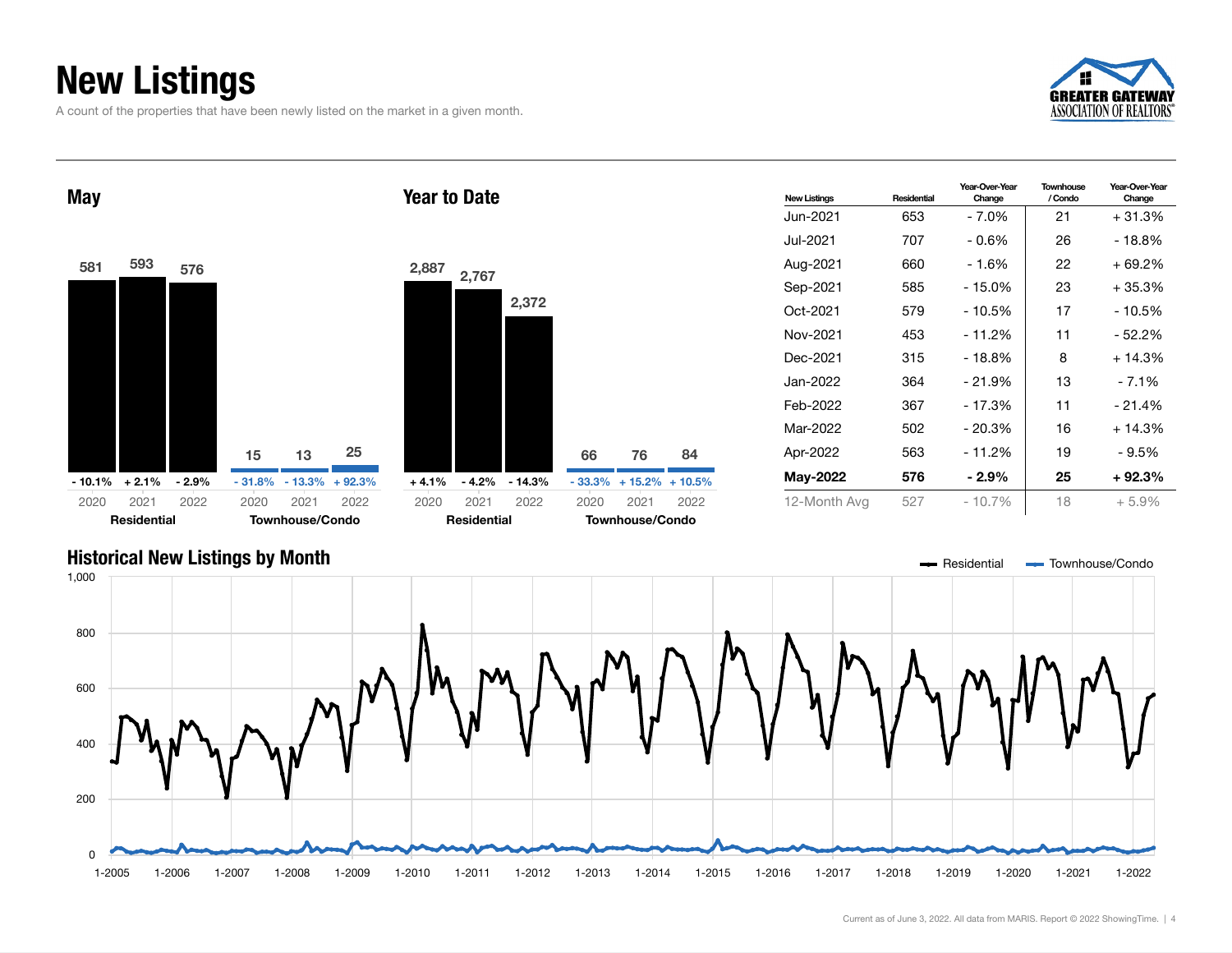# New Listings

A count of the properties that have been newly listed on the market in a given month.

## May

| | 2020 | 2021 | 2022 |
|---|---|---|---|
| Residential | 581 | 593 | 576 |
| Change | - 10.1% | + 2.1% | - 2.9% |
| Townhouse/Condo | 15 | 13 | 25 |
| Change | - 31.8% | - 13.3% | + 92.3% |

## Year to Date

| | 2020 | 2021 | 2022 |
|---|---|---|---|
| Residential | 2,887 | 2,767 | 2,372 |
| Change | + 4.1% | - 4.2% | - 14.3% |
| Townhouse/Condo | 66 | 76 | 84 |
| Change | - 33.3% | + 15.2% | + 10.5% |

| New Listings | Residential | Year-Over-Year Change | Townhouse / Condo | Year-Over-Year Change |
|---|---|---|---|---|
| Jun-2021 | 653 | - 7.0% | 21 | + 31.3% |
| Jul-2021 | 707 | - 0.6% | 26 | - 18.8% |
| Aug-2021 | 660 | - 1.6% | 22 | + 69.2% |
| Sep-2021 | 585 | - 15.0% | 23 | + 35.3% |
| Oct-2021 | 579 | - 10.5% | 17 | - 10.5% |
| Nov-2021 | 453 | - 11.2% | 11 | - 52.2% |
| Dec-2021 | 315 | - 18.8% | 8 | + 14.3% |
| Jan-2022 | 364 | - 21.9% | 13 | - 7.1% |
| Feb-2022 | 367 | - 17.3% | 11 | - 21.4% |
| Mar-2022 | 502 | - 20.3% | 16 | + 14.3% |
| Apr-2022 | 563 | - 11.2% | 19 | - 9.5% |
| **May-2022** | **576** | **- 2.9%** | **25** | **+ 92.3%** |
| 12-Month Avg | 527 | - 10.7% | 18 | + 5.9% |

## Historical New Listings by Month

Residential — Townhouse/Condo

Current as of June 3, 2022. All data from MARIS. Report © 2022 ShowingTime.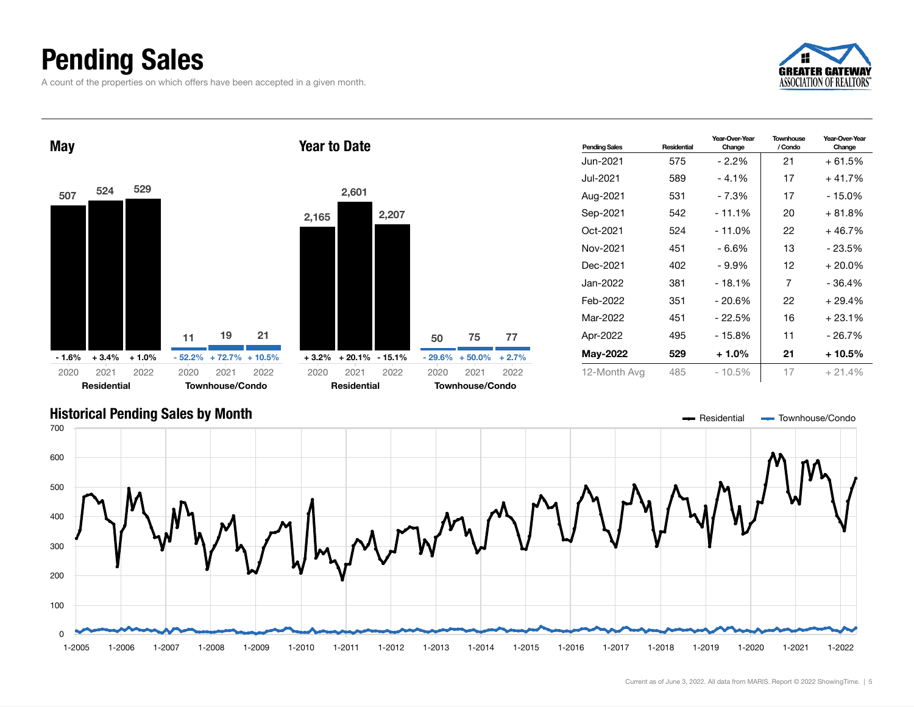# Pending Sales

A count of the properties on which offers have been accepted in a given month.

## May

| | 2020 | 2021 | 2022 |
|---|---|---|---|
| Residential | 507 | 524 | 529 |
| Residential Change | - 1.6% | + 3.4% | + 1.0% |
| Townhouse/Condo | 11 | 19 | 21 |
| Townhouse/Condo Change | - 52.2% | + 72.7% | + 10.5% |

## Year to Date

| | 2020 | 2021 | 2022 |
|---|---|---|---|
| Residential | 2,165 | 2,601 | 2,207 |
| Residential Change | + 3.2% | + 20.1% | - 15.1% |
| Townhouse/Condo | 50 | 75 | 77 |
| Townhouse/Condo Change | - 29.6% | + 50.0% | + 2.7% |

| Pending Sales | Residential | Year-Over-Year Change | Townhouse / Condo | Year-Over-Year Change |
|---|---|---|---|---|
| Jun-2021 | 575 | - 2.2% | 21 | + 61.5% |
| Jul-2021 | 589 | - 4.1% | 17 | + 41.7% |
| Aug-2021 | 531 | - 7.3% | 17 | - 15.0% |
| Sep-2021 | 542 | - 11.1% | 20 | + 81.8% |
| Oct-2021 | 524 | - 11.0% | 22 | + 46.7% |
| Nov-2021 | 451 | - 6.6% | 13 | - 23.5% |
| Dec-2021 | 402 | - 9.9% | 12 | + 20.0% |
| Jan-2022 | 381 | - 18.1% | 7 | - 36.4% |
| Feb-2022 | 351 | - 20.6% | 22 | + 29.4% |
| Mar-2022 | 451 | - 22.5% | 16 | + 23.1% |
| Apr-2022 | 495 | - 15.8% | 11 | - 26.7% |
| **May-2022** | **529** | **+ 1.0%** | **21** | **+ 10.5%** |
| 12-Month Avg | 485 | - 10.5% | 17 | + 21.4% |

## Historical Pending Sales by Month

Residential — Townhouse/Condo

Current as of June 3, 2022. All data from MARIS. Report © 2022 ShowingTime.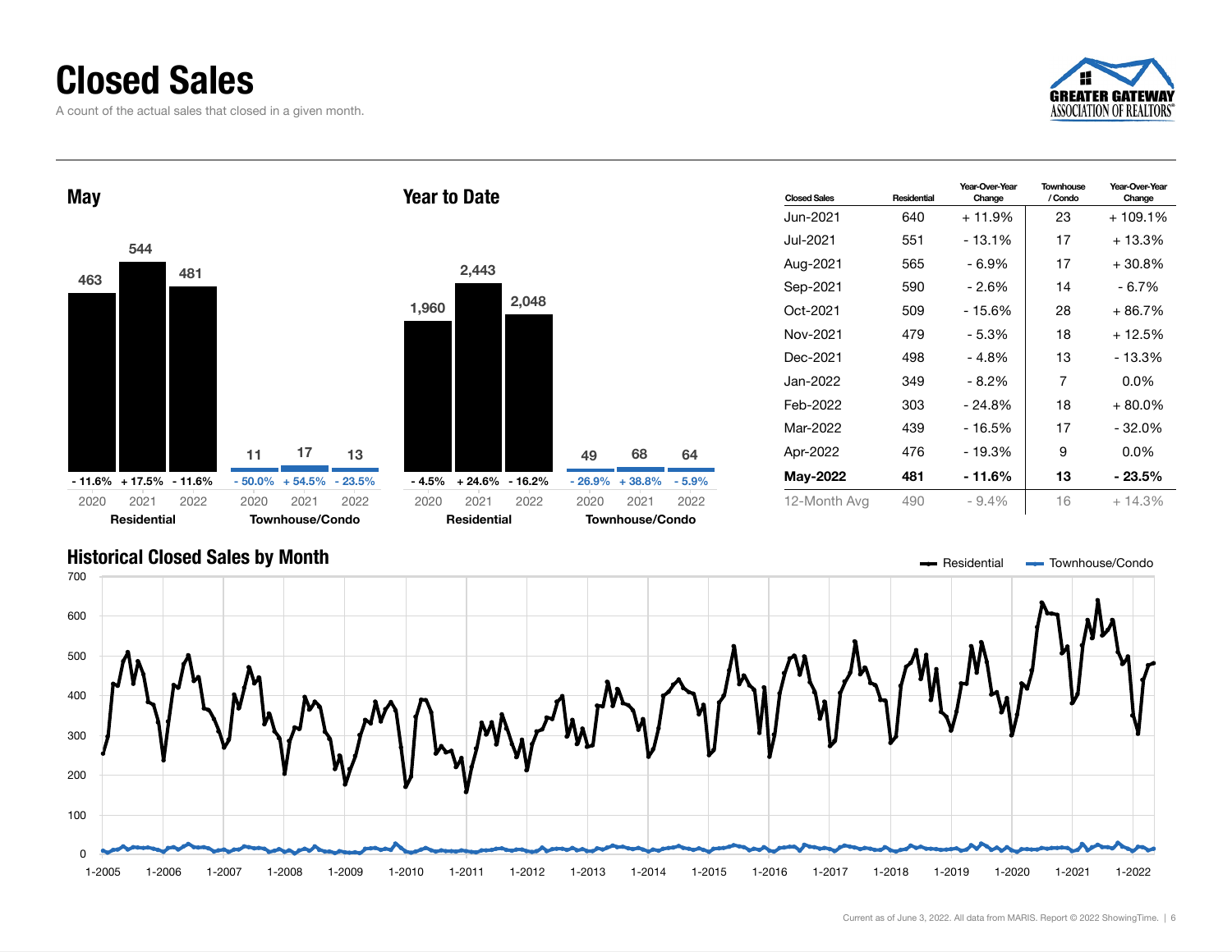# Closed Sales

A count of the actual sales that closed in a given month.

## May

| | 2020 | 2021 | 2022 |
|---|---|---|---|
| Residential | 463 | 544 | 481 |
| Change | - 11.6% | + 17.5% | - 11.6% |
| Townhouse/Condo | 11 | 17 | 13 |
| Change | - 50.0% | + 54.5% | - 23.5% |

## Year to Date

| | 2020 | 2021 | 2022 |
|---|---|---|---|
| Residential | 1,960 | 2,443 | 2,048 |
| Change | - 4.5% | + 24.6% | - 16.2% |
| Townhouse/Condo | 49 | 68 | 64 |
| Change | - 26.9% | + 38.8% | - 5.9% |

| Closed Sales | Residential | Year-Over-Year Change | Townhouse / Condo | Year-Over-Year Change |
|---|---|---|---|---|
| Jun-2021 | 640 | + 11.9% | 23 | + 109.1% |
| Jul-2021 | 551 | - 13.1% | 17 | + 13.3% |
| Aug-2021 | 565 | - 6.9% | 17 | + 30.8% |
| Sep-2021 | 590 | - 2.6% | 14 | - 6.7% |
| Oct-2021 | 509 | - 15.6% | 28 | + 86.7% |
| Nov-2021 | 479 | - 5.3% | 18 | + 12.5% |
| Dec-2021 | 498 | - 4.8% | 13 | - 13.3% |
| Jan-2022 | 349 | - 8.2% | 7 | 0.0% |
| Feb-2022 | 303 | - 24.8% | 18 | + 80.0% |
| Mar-2022 | 439 | - 16.5% | 17 | - 32.0% |
| Apr-2022 | 476 | - 19.3% | 9 | 0.0% |
| **May-2022** | **481** | **- 11.6%** | **13** | **- 23.5%** |
| 12-Month Avg | 490 | - 9.4% | 16 | + 14.3% |

## Historical Closed Sales by Month

Residential · Townhouse/Condo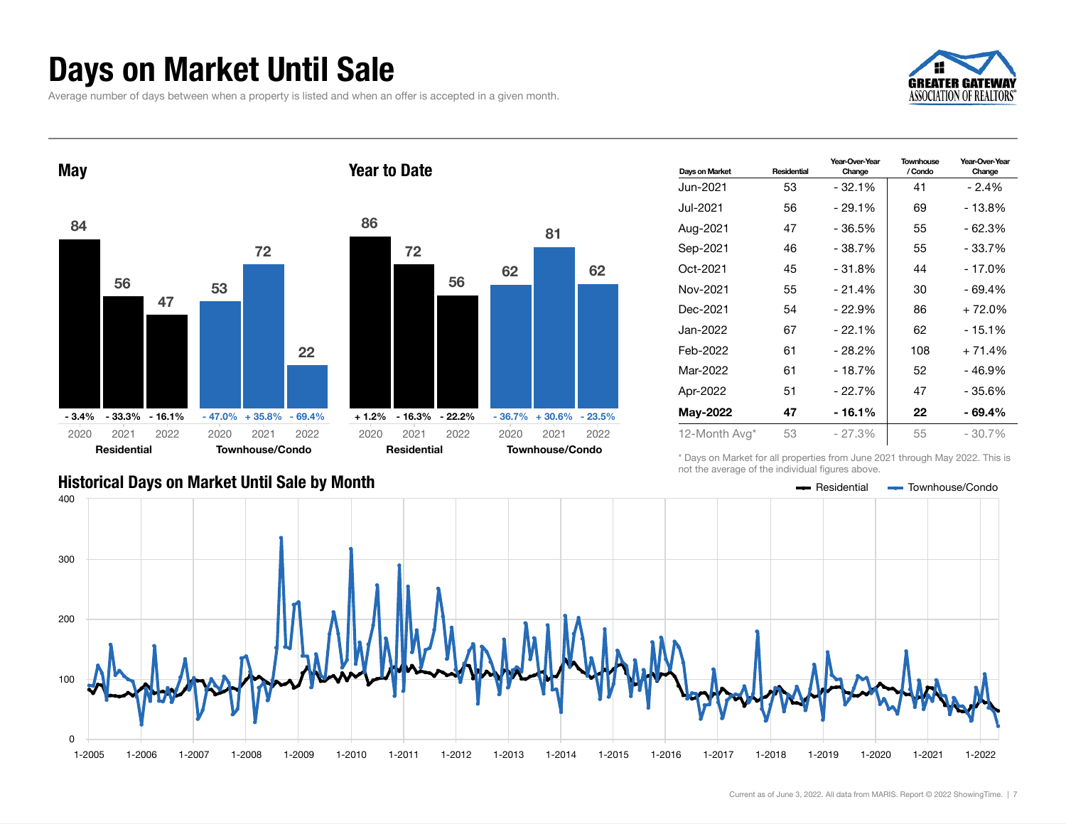# Days on Market Until Sale

Average number of days between when a property is listed and when an offer is accepted in a given month.

## May

| | 2020 | 2021 | 2022 |
|---|---|---|---|
| Residential | 84 (- 3.4%) | 56 (- 33.3%) | 47 (- 16.1%) |
| Townhouse/Condo | 53 (- 47.0%) | 72 (+ 35.8%) | 22 (- 69.4%) |

## Year to Date

| | 2020 | 2021 | 2022 |
|---|---|---|---|
| Residential | 86 (+ 1.2%) | 72 (- 16.3%) | 56 (- 22.2%) |
| Townhouse/Condo | 62 (- 36.7%) | 81 (+ 30.6%) | 62 (- 23.5%) |

| Days on Market | Residential | Year-Over-Year Change | Townhouse / Condo | Year-Over-Year Change |
|---|---|---|---|---|
| Jun-2021 | 53 | - 32.1% | 41 | - 2.4% |
| Jul-2021 | 56 | - 29.1% | 69 | - 13.8% |
| Aug-2021 | 47 | - 36.5% | 55 | - 62.3% |
| Sep-2021 | 46 | - 38.7% | 55 | - 33.7% |
| Oct-2021 | 45 | - 31.8% | 44 | - 17.0% |
| Nov-2021 | 55 | - 21.4% | 30 | - 69.4% |
| Dec-2021 | 54 | - 22.9% | 86 | + 72.0% |
| Jan-2022 | 67 | - 22.1% | 62 | - 15.1% |
| Feb-2022 | 61 | - 28.2% | 108 | + 71.4% |
| Mar-2022 | 61 | - 18.7% | 52 | - 46.9% |
| Apr-2022 | 51 | - 22.7% | 47 | - 35.6% |
| **May-2022** | **47** | **- 16.1%** | **22** | **- 69.4%** |
| 12-Month Avg* | 53 | - 27.3% | 55 | - 30.7% |

\* Days on Market for all properties from June 2021 through May 2022. This is not the average of the individual figures above.

## Historical Days on Market Until Sale by Month

Residential — Townhouse/Condo

Current as of June 3, 2022. All data from MARIS. Report © 2022 ShowingTime.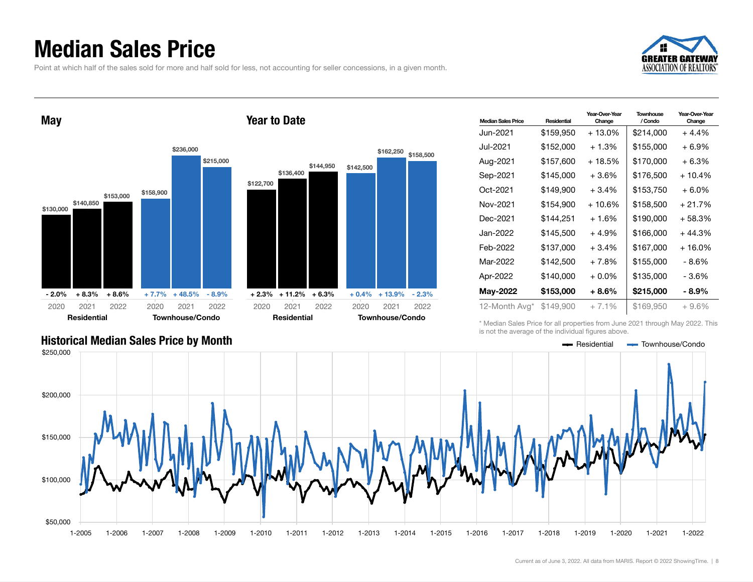# Median Sales Price

Point at which half of the sales sold for more and half sold for less, not accounting for seller concessions, in a given month.

## May

| | 2020 | 2021 | 2022 |
|---|---|---|---|
| Residential | $130,000 | $140,850 | $153,000 |
| Residential change | - 2.0% | + 8.3% | + 8.6% |
| Townhouse/Condo | $158,900 | $236,000 | $215,000 |
| Townhouse/Condo change | + 7.7% | + 48.5% | - 8.9% |

## Year to Date

| | 2020 | 2021 | 2022 |
|---|---|---|---|
| Residential | $122,700 | $136,400 | $144,950 |
| Residential change | + 2.3% | + 11.2% | + 6.3% |
| Townhouse/Condo | $142,500 | $162,250 | $158,500 |
| Townhouse/Condo change | + 0.4% | + 13.9% | - 2.3% |

| Median Sales Price | Residential | Year-Over-Year Change | Townhouse / Condo | Year-Over-Year Change |
|---|---|---|---|---|
| Jun-2021 | $159,950 | + 13.0% | $214,000 | + 4.4% |
| Jul-2021 | $152,000 | + 1.3% | $155,000 | + 6.9% |
| Aug-2021 | $157,600 | + 18.5% | $170,000 | + 6.3% |
| Sep-2021 | $145,000 | + 3.6% | $176,500 | + 10.4% |
| Oct-2021 | $149,900 | + 3.4% | $153,750 | + 6.0% |
| Nov-2021 | $154,900 | + 10.6% | $158,500 | + 21.7% |
| Dec-2021 | $144,251 | + 1.6% | $190,000 | + 58.3% |
| Jan-2022 | $145,500 | + 4.9% | $166,000 | + 44.3% |
| Feb-2022 | $137,000 | + 3.4% | $167,000 | + 16.0% |
| Mar-2022 | $142,500 | + 7.8% | $155,000 | - 8.6% |
| Apr-2022 | $140,000 | + 0.0% | $135,000 | - 3.6% |
| **May-2022** | **$153,000** | **+ 8.6%** | **$215,000** | **- 8.9%** |
| 12-Month Avg* | $149,900 | + 7.1% | $169,950 | + 9.6% |

\* Median Sales Price for all properties from June 2021 through May 2022. This is not the average of the individual figures above.

## Historical Median Sales Price by Month

Residential — Townhouse/Condo

Current as of June 3, 2022. All data from MARIS. Report © 2022 ShowingTime.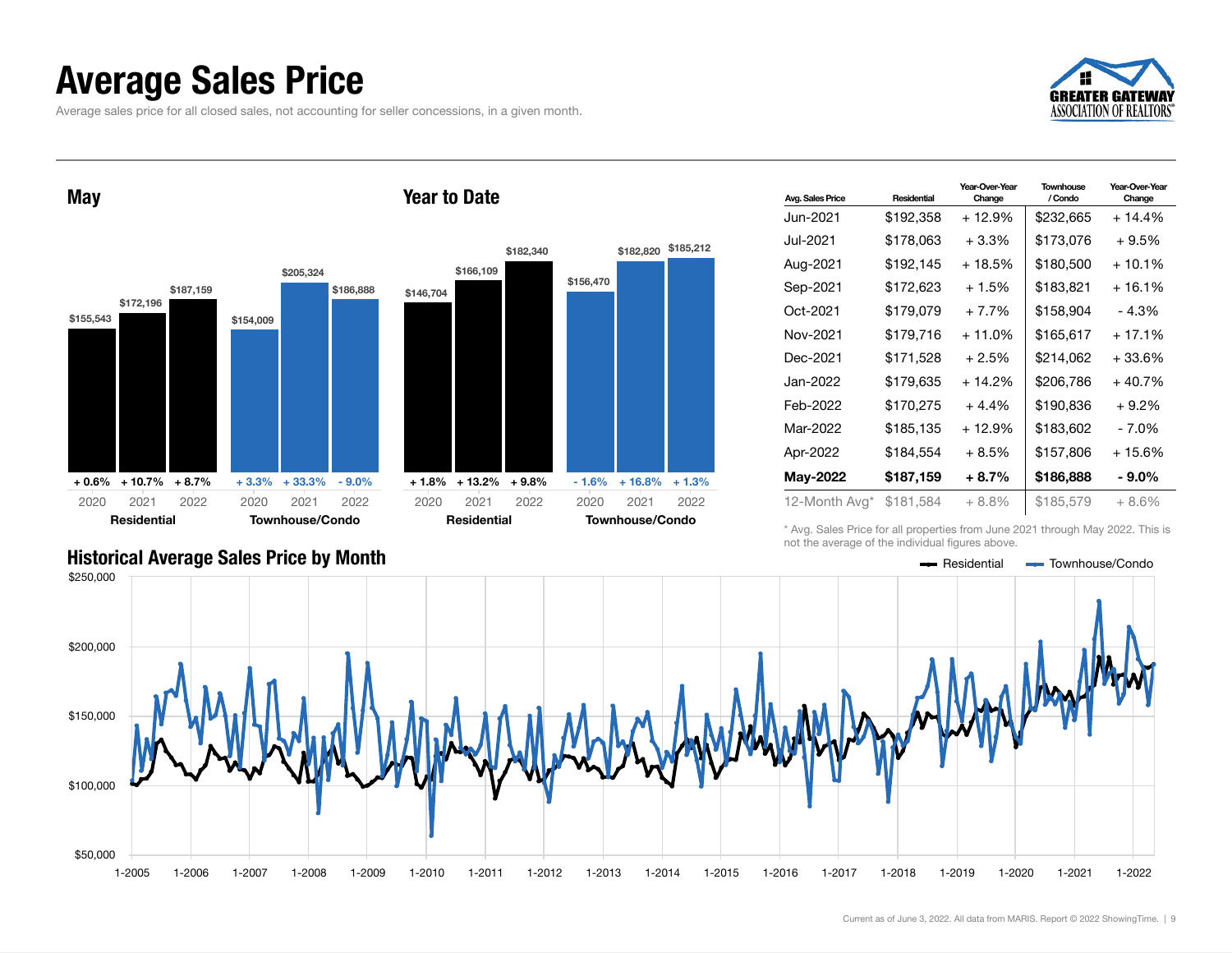# Average Sales Price

Average sales price for all closed sales, not accounting for seller concessions, in a given month.

## May

| | 2020 | 2021 | 2022 |
|---|---|---|---|
| Residential | $155,543 (+ 0.6%) | $172,196 (+ 10.7%) | $187,159 (+ 8.7%) |
| Townhouse/Condo | $154,009 (+ 3.3%) | $205,324 (+ 33.3%) | $186,888 (- 9.0%) |

## Year to Date

| | 2020 | 2021 | 2022 |
|---|---|---|---|
| Residential | $146,704 (+ 1.8%) | $166,109 (+ 13.2%) | $182,340 (+ 9.8%) |
| Townhouse/Condo | $156,470 (- 1.6%) | $182,820 (+ 16.8%) | $185,212 (+ 1.3%) |

| Avg. Sales Price | Residential | Year-Over-Year Change | Townhouse / Condo | Year-Over-Year Change |
|---|---|---|---|---|
| Jun-2021 | $192,358 | + 12.9% | $232,665 | + 14.4% |
| Jul-2021 | $178,063 | + 3.3% | $173,076 | + 9.5% |
| Aug-2021 | $192,145 | + 18.5% | $180,500 | + 10.1% |
| Sep-2021 | $172,623 | + 1.5% | $183,821 | + 16.1% |
| Oct-2021 | $179,079 | + 7.7% | $158,904 | - 4.3% |
| Nov-2021 | $179,716 | + 11.0% | $165,617 | + 17.1% |
| Dec-2021 | $171,528 | + 2.5% | $214,062 | + 33.6% |
| Jan-2022 | $179,635 | + 14.2% | $206,786 | + 40.7% |
| Feb-2022 | $170,275 | + 4.4% | $190,836 | + 9.2% |
| Mar-2022 | $185,135 | + 12.9% | $183,602 | - 7.0% |
| Apr-2022 | $184,554 | + 8.5% | $157,806 | + 15.6% |
| **May-2022** | **$187,159** | **+ 8.7%** | **$186,888** | **- 9.0%** |
| 12-Month Avg* | $181,584 | + 8.8% | $185,579 | + 8.6% |

\* Avg. Sales Price for all properties from June 2021 through May 2022. This is not the average of the individual figures above.

## Historical Average Sales Price by Month

Residential — Townhouse/Condo

Current as of June 3, 2022. All data from MARIS. Report © 2022 ShowingTime.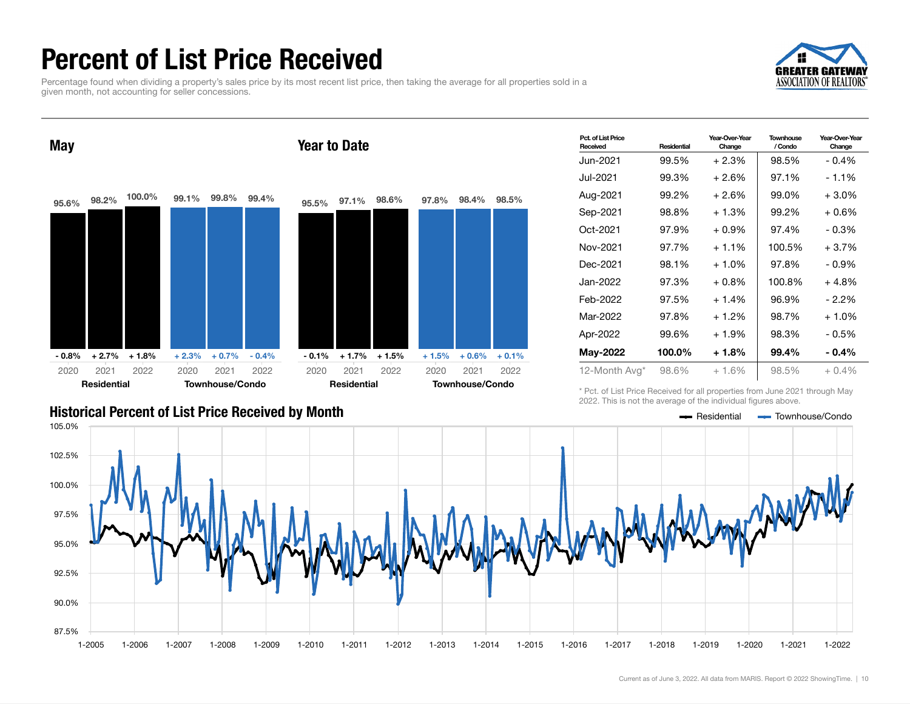# Percent of List Price Received

Percentage found when dividing a property's sales price by its most recent list price, then taking the average for all properties sold in a given month, not accounting for seller concessions.

## May

| | 2020 | 2021 | 2022 |
|---|---|---|---|
| Residential | 95.6% | 98.2% | 100.0% |
| Year-Over-Year Change | - 0.8% | + 2.7% | + 1.8% |
| Townhouse/Condo | 99.1% | 99.8% | 99.4% |
| Year-Over-Year Change | + 2.3% | + 0.7% | - 0.4% |

## Year to Date

| | 2020 | 2021 | 2022 |
|---|---|---|---|
| Residential | 95.5% | 97.1% | 98.6% |
| Year-Over-Year Change | - 0.1% | + 1.7% | + 1.5% |
| Townhouse/Condo | 97.8% | 98.4% | 98.5% |
| Year-Over-Year Change | + 1.5% | + 0.6% | + 0.1% |

| Pct. of List Price Received | Residential | Year-Over-Year Change | Townhouse / Condo | Year-Over-Year Change |
|---|---|---|---|---|
| Jun-2021 | 99.5% | + 2.3% | 98.5% | - 0.4% |
| Jul-2021 | 99.3% | + 2.6% | 97.1% | - 1.1% |
| Aug-2021 | 99.2% | + 2.6% | 99.0% | + 3.0% |
| Sep-2021 | 98.8% | + 1.3% | 99.2% | + 0.6% |
| Oct-2021 | 97.9% | + 0.9% | 97.4% | - 0.3% |
| Nov-2021 | 97.7% | + 1.1% | 100.5% | + 3.7% |
| Dec-2021 | 98.1% | + 1.0% | 97.8% | - 0.9% |
| Jan-2022 | 97.3% | + 0.8% | 100.8% | + 4.8% |
| Feb-2022 | 97.5% | + 1.4% | 96.9% | - 2.2% |
| Mar-2022 | 97.8% | + 1.2% | 98.7% | + 1.0% |
| Apr-2022 | 99.6% | + 1.9% | 98.3% | - 0.5% |
| **May-2022** | **100.0%** | **+ 1.8%** | **99.4%** | **- 0.4%** |
| 12-Month Avg* | 98.6% | + 1.6% | 98.5% | + 0.4% |

\* Pct. of List Price Received for all properties from June 2021 through May 2022. This is not the average of the individual figures above.

## Historical Percent of List Price Received by Month

Residential — Townhouse/Condo

Current as of June 3, 2022. All data from MARIS. Report © 2022 ShowingTime.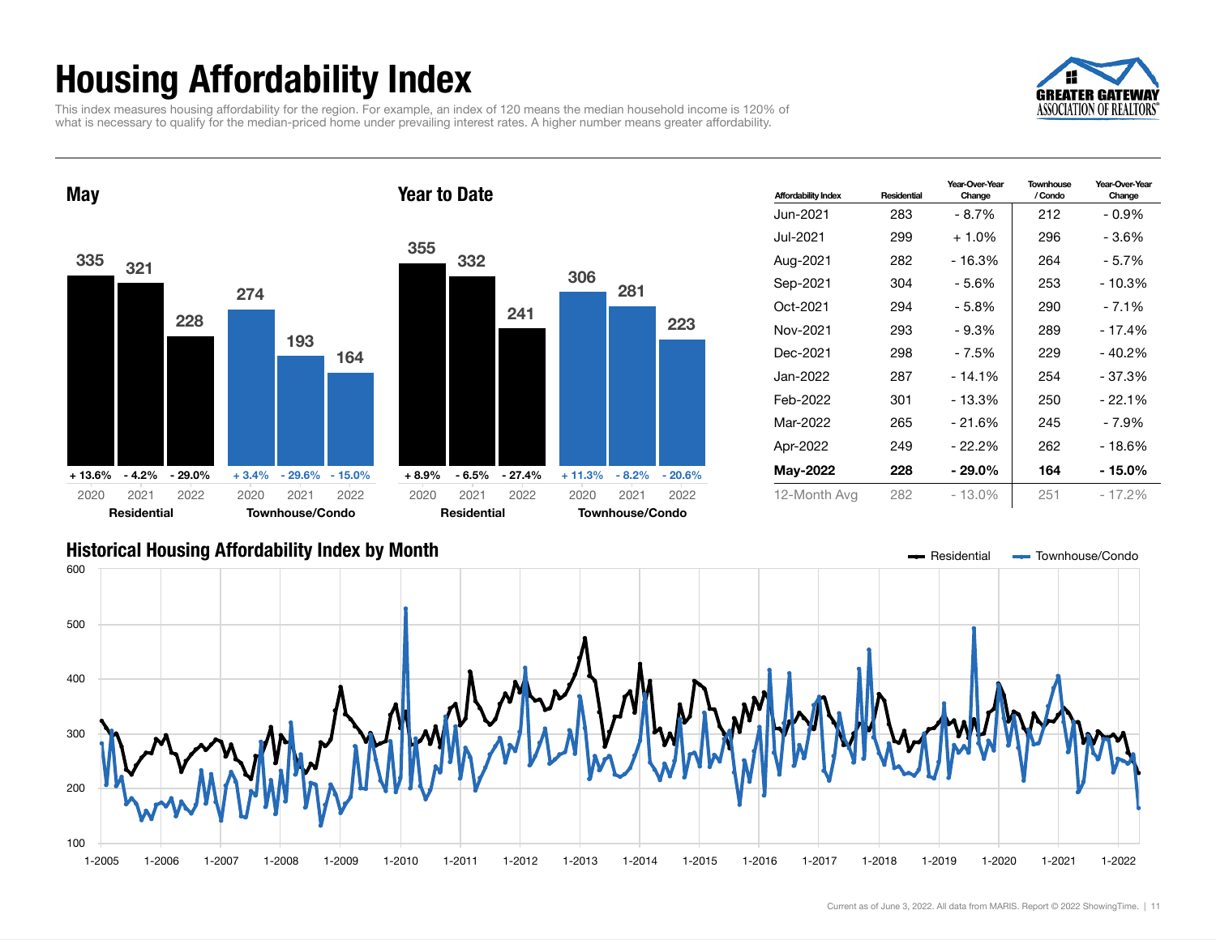# Housing Affordability Index

This index measures housing affordability for the region. For example, an index of 120 means the median household income is 120% of what is necessary to qualify for the median-priced home under prevailing interest rates. A higher number means greater affordability.

## May

| | 2020 | 2021 | 2022 |
|---|---|---|---|
| Residential | 335 | 321 | 228 |
| Residential change | + 13.6% | - 4.2% | - 29.0% |
| Townhouse/Condo | 274 | 193 | 164 |
| Townhouse/Condo change | + 3.4% | - 29.6% | - 15.0% |

## Year to Date

| | 2020 | 2021 | 2022 |
|---|---|---|---|
| Residential | 355 | 332 | 241 |
| Residential change | + 8.9% | - 6.5% | - 27.4% |
| Townhouse/Condo | 306 | 281 | 223 |
| Townhouse/Condo change | + 11.3% | - 8.2% | - 20.6% |

| Affordability Index | Residential | Year-Over-Year Change | Townhouse / Condo | Year-Over-Year Change |
|---|---|---|---|---|
| Jun-2021 | 283 | - 8.7% | 212 | - 0.9% |
| Jul-2021 | 299 | + 1.0% | 296 | - 3.6% |
| Aug-2021 | 282 | - 16.3% | 264 | - 5.7% |
| Sep-2021 | 304 | - 5.6% | 253 | - 10.3% |
| Oct-2021 | 294 | - 5.8% | 290 | - 7.1% |
| Nov-2021 | 293 | - 9.3% | 289 | - 17.4% |
| Dec-2021 | 298 | - 7.5% | 229 | - 40.2% |
| Jan-2022 | 287 | - 14.1% | 254 | - 37.3% |
| Feb-2022 | 301 | - 13.3% | 250 | - 22.1% |
| Mar-2022 | 265 | - 21.6% | 245 | - 7.9% |
| Apr-2022 | 249 | - 22.2% | 262 | - 18.6% |
| **May-2022** | **228** | **- 29.0%** | **164** | **- 15.0%** |
| 12-Month Avg | 282 | - 13.0% | 251 | - 17.2% |

## Historical Housing Affordability Index by Month

Residential | Townhouse/Condo

Current as of June 3, 2022. All data from MARIS. Report © 2022 ShowingTime.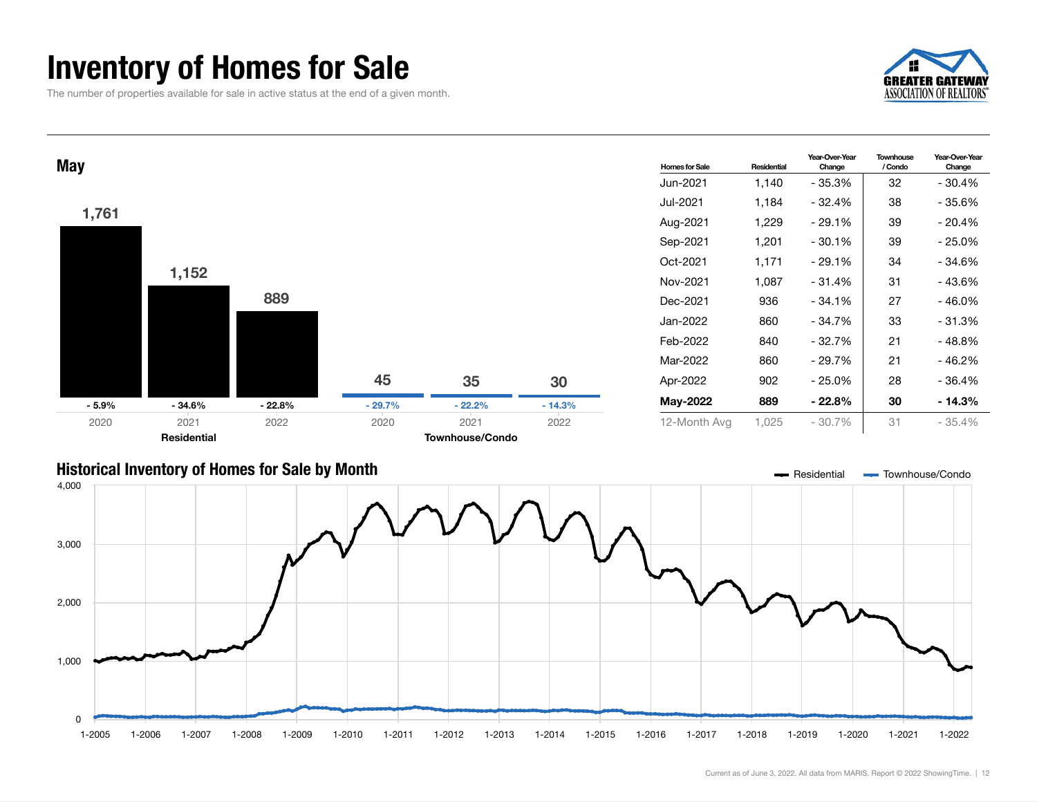# Inventory of Homes for Sale

The number of properties available for sale in active status at the end of a given month.

## May

| | 2020 | 2021 | 2022 |
|---|---|---|---|
| Residential | 1,761 | 1,152 | 889 |
| Year-Over-Year Change | - 5.9% | - 34.6% | - 22.8% |
| Townhouse/Condo | 45 | 35 | 30 |
| Year-Over-Year Change | - 29.7% | - 22.2% | - 14.3% |

| Homes for Sale | Residential | Year-Over-Year Change | Townhouse / Condo | Year-Over-Year Change |
|---|---|---|---|---|
| Jun-2021 | 1,140 | - 35.3% | 32 | - 30.4% |
| Jul-2021 | 1,184 | - 32.4% | 38 | - 35.6% |
| Aug-2021 | 1,229 | - 29.1% | 39 | - 20.4% |
| Sep-2021 | 1,201 | - 30.1% | 39 | - 25.0% |
| Oct-2021 | 1,171 | - 29.1% | 34 | - 34.6% |
| Nov-2021 | 1,087 | - 31.4% | 31 | - 43.6% |
| Dec-2021 | 936 | - 34.1% | 27 | - 46.0% |
| Jan-2022 | 860 | - 34.7% | 33 | - 31.3% |
| Feb-2022 | 840 | - 32.7% | 21 | - 48.8% |
| Mar-2022 | 860 | - 29.7% | 21 | - 46.2% |
| Apr-2022 | 902 | - 25.0% | 28 | - 36.4% |
| **May-2022** | **889** | **- 22.8%** | **30** | **- 14.3%** |
| 12-Month Avg | 1,025 | - 30.7% | 31 | - 35.4% |

## Historical Inventory of Homes for Sale by Month

Residential | Townhouse/Condo

Current as of June 3, 2022. All data from MARIS. Report © 2022 ShowingTime.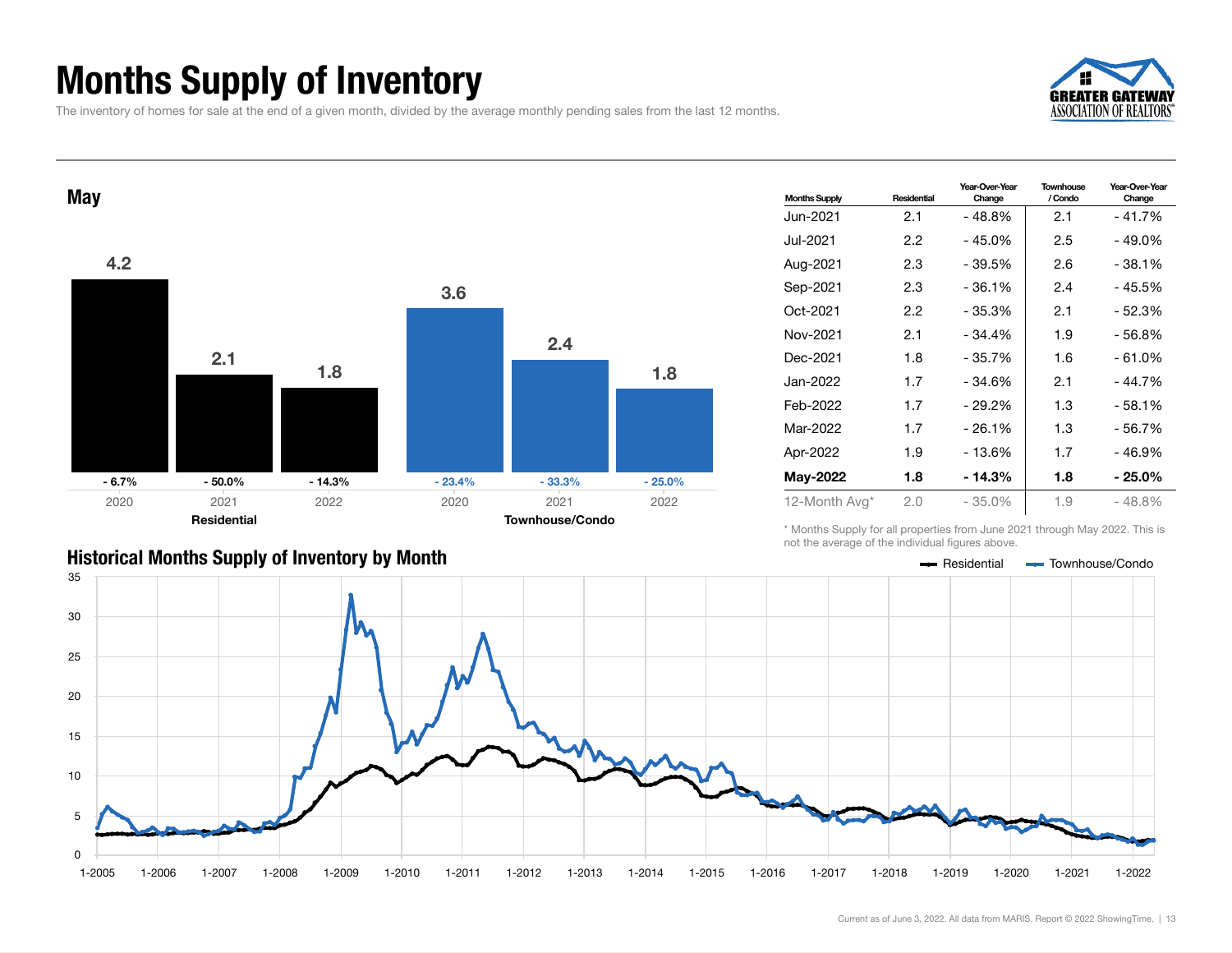# Months Supply of Inventory

The inventory of homes for sale at the end of a given month, divided by the average monthly pending sales from the last 12 months.

## May

| | 2020 | 2021 | 2022 |
|---|---|---|---|
| Residential | 4.2 | 2.1 | 1.8 |
| Residential change | - 6.7% | - 50.0% | - 14.3% |
| Townhouse/Condo | 3.6 | 2.4 | 1.8 |
| Townhouse/Condo change | - 23.4% | - 33.3% | - 25.0% |

| Months Supply | Residential | Year-Over-Year Change | Townhouse / Condo | Year-Over-Year Change |
|---|---|---|---|---|
| Jun-2021 | 2.1 | - 48.8% | 2.1 | - 41.7% |
| Jul-2021 | 2.2 | - 45.0% | 2.5 | - 49.0% |
| Aug-2021 | 2.3 | - 39.5% | 2.6 | - 38.1% |
| Sep-2021 | 2.3 | - 36.1% | 2.4 | - 45.5% |
| Oct-2021 | 2.2 | - 35.3% | 2.1 | - 52.3% |
| Nov-2021 | 2.1 | - 34.4% | 1.9 | - 56.8% |
| Dec-2021 | 1.8 | - 35.7% | 1.6 | - 61.0% |
| Jan-2022 | 1.7 | - 34.6% | 2.1 | - 44.7% |
| Feb-2022 | 1.7 | - 29.2% | 1.3 | - 58.1% |
| Mar-2022 | 1.7 | - 26.1% | 1.3 | - 56.7% |
| Apr-2022 | 1.9 | - 13.6% | 1.7 | - 46.9% |
| **May-2022** | **1.8** | **- 14.3%** | **1.8** | **- 25.0%** |
| 12-Month Avg* | 2.0 | - 35.0% | 1.9 | - 48.8% |

\* Months Supply for all properties from June 2021 through May 2022. This is not the average of the individual figures above.

## Historical Months Supply of Inventory by Month

Current as of June 3, 2022. All data from MARIS. Report © 2022 ShowingTime.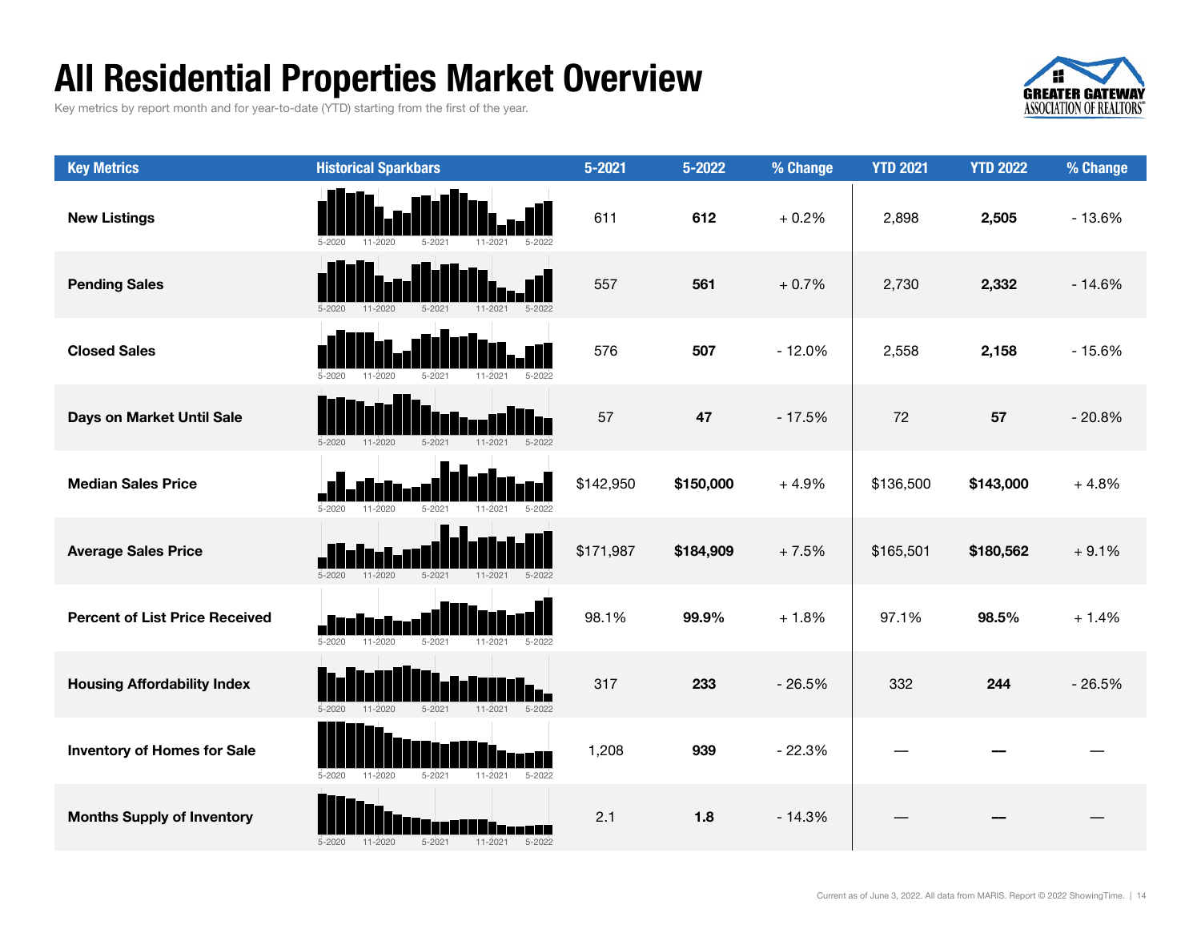# All Residential Properties Market Overview

Key metrics by report month and for year-to-date (YTD) starting from the first of the year.

| Key Metrics | Historical Sparkbars | 5-2021 | 5-2022 | % Change | YTD 2021 | YTD 2022 | % Change |
|---|---|---|---|---|---|---|---|
| New Listings | 5-2020 11-2020 5-2021 11-2021 5-2022 | 611 | **612** | + 0.2% | 2,898 | **2,505** | - 13.6% |
| Pending Sales | 5-2020 11-2020 5-2021 11-2021 5-2022 | 557 | **561** | + 0.7% | 2,730 | **2,332** | - 14.6% |
| Closed Sales | 5-2020 11-2020 5-2021 11-2021 5-2022 | 576 | **507** | - 12.0% | 2,558 | **2,158** | - 15.6% |
| Days on Market Until Sale | 5-2020 11-2020 5-2021 11-2021 5-2022 | 57 | **47** | - 17.5% | 72 | **57** | - 20.8% |
| Median Sales Price | 5-2020 11-2020 5-2021 11-2021 5-2022 | $142,950 | **$150,000** | + 4.9% | $136,500 | **$143,000** | + 4.8% |
| Average Sales Price | 5-2020 11-2020 5-2021 11-2021 5-2022 | $171,987 | **$184,909** | + 7.5% | $165,501 | **$180,562** | + 9.1% |
| Percent of List Price Received | 5-2020 11-2020 5-2021 11-2021 5-2022 | 98.1% | **99.9%** | + 1.8% | 97.1% | **98.5%** | + 1.4% |
| Housing Affordability Index | 5-2020 11-2020 5-2021 11-2021 5-2022 | 317 | **233** | - 26.5% | 332 | **244** | - 26.5% |
| Inventory of Homes for Sale | 5-2020 11-2020 5-2021 11-2021 5-2022 | 1,208 | **939** | - 22.3% | — | **—** | — |
| Months Supply of Inventory | 5-2020 11-2020 5-2021 11-2021 5-2022 | 2.1 | **1.8** | - 14.3% | — | **—** | — |

Current as of June 3, 2022. All data from MARIS. Report © 2022 ShowingTime.